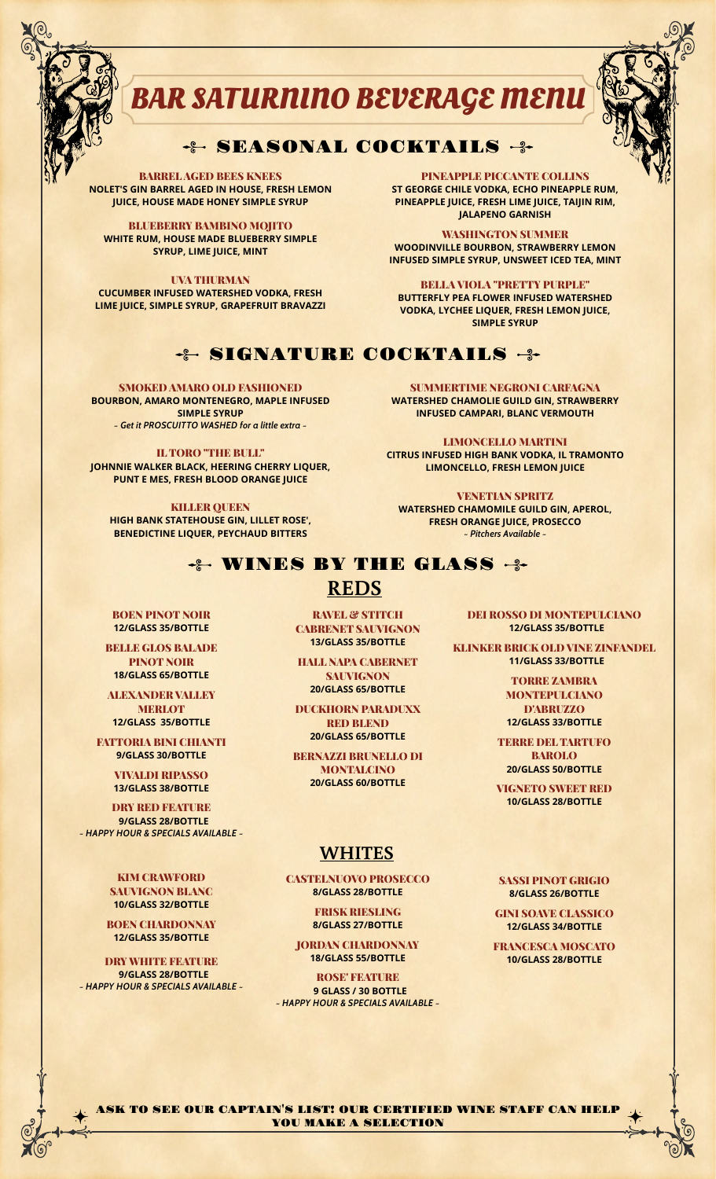# BAR SATURNINO BEVERAGE MENU

## SEASONAL COCKTAILS

### BARREL AGED BEES KNEES
NOLET'S GIN BARREL AGED IN HOUSE, FRESH LEMON JUICE, HOUSE MADE HONEY SIMPLE SYRUP

### BLUEBERRY BAMBINO MOJITO
WHITE RUM, HOUSE MADE BLUEBERRY SIMPLE SYRUP, LIME JUICE, MINT

### UVA THURMAN
CUCUMBER INFUSED WATERSHED VODKA, FRESH LIME JUICE, SIMPLE SYRUP, GRAPEFRUIT BRAVAZZI

### PINEAPPLE PICCANTE COLLINS
ST GEORGE CHILE VODKA, ECHO PINEAPPLE RUM, PINEAPPLE JUICE, FRESH LIME JUICE, TAIJIN RIM, JALAPENO GARNISH

### WASHINGTON SUMMER
WOODINVILLE BOURBON, STRAWBERRY LEMON INFUSED SIMPLE SYRUP, UNSWEET ICED TEA, MINT

### BELLA VIOLA "PRETTY PURPLE"
BUTTERFLY PEA FLOWER INFUSED WATERSHED VODKA, LYCHEE LIQUER, FRESH LEMON JUICE, SIMPLE SYRUP

## SIGNATURE COCKTAILS

### SMOKED AMARO OLD FASHIONED
BOURBON, AMARO MONTENEGRO, MAPLE INFUSED SIMPLE SYRUP

*~ Get it PROSCUITTO WASHED for a little extra ~*

### IL TORO "THE BULL"
JOHNNIE WALKER BLACK, HEERING CHERRY LIQUER, PUNT E MES, FRESH BLOOD ORANGE JUICE

### KILLER QUEEN
HIGH BANK STATEHOUSE GIN, LILLET ROSE', BENEDICTINE LIQUER, PEYCHAUD BITTERS

### SUMMERTIME NEGRONI CARFAGNA
WATERSHED CHAMOLIE GUILD GIN, STRAWBERRY INFUSED CAMPARI, BLANC VERMOUTH

### LIMONCELLO MARTINI
CITRUS INFUSED HIGH BANK VODKA, IL TRAMONTO LIMONCELLO, FRESH LEMON JUICE

### VENETIAN SPRITZ
WATERSHED CHAMOMILE GUILD GIN, APEROL, FRESH ORANGE JUICE, PROSECCO

*~ Pitchers Available ~*

## WINES BY THE GLASS

### REDS

**BOEN PINOT NOIR**
12/GLASS 35/BOTTLE

**BELLE GLOS BALADE PINOT NOIR**
18/GLASS 65/BOTTLE

**ALEXANDER VALLEY MERLOT**
12/GLASS 35/BOTTLE

**FATTORIA BINI CHIANTI**
9/GLASS 30/BOTTLE

**VIVALDI RIPASSO**
13/GLASS 38/BOTTLE

**DRY RED FEATURE**
9/GLASS 28/BOTTLE
*~ HAPPY HOUR & SPECIALS AVAILABLE ~*

**RAVEL & STITCH CABRENET SAUVIGNON**
13/GLASS 35/BOTTLE

**HALL NAPA CABERNET SAUVIGNON**
20/GLASS 65/BOTTLE

**DUCKHORN PARADUXX RED BLEND**
20/GLASS 65/BOTTLE

**BERNAZZI BRUNELLO DI MONTALCINO**
20/GLASS 60/BOTTLE

**DEI ROSSO DI MONTEPULCIANO**
12/GLASS 35/BOTTLE

**KLINKER BRICK OLD VINE ZINFANDEL**
11/GLASS 33/BOTTLE

**TORRE ZAMBRA MONTEPULCIANO D'ABRUZZO**
12/GLASS 33/BOTTLE

**TERRE DEL TARTUFO BAROLO**
20/GLASS 50/BOTTLE

**VIGNETO SWEET RED**
10/GLASS 28/BOTTLE

### WHITES

**KIM CRAWFORD SAUVIGNON BLANC**
10/GLASS 32/BOTTLE

**BOEN CHARDONNAY**
12/GLASS 35/BOTTLE

**DRY WHITE FEATURE**
9/GLASS 28/BOTTLE
*~ HAPPY HOUR & SPECIALS AVAILABLE ~*

**CASTELNUOVO PROSECCO**
8/GLASS 28/BOTTLE

**FRISK RIESLING**
8/GLASS 27/BOTTLE

**JORDAN CHARDONNAY**
18/GLASS 55/BOTTLE

**ROSE' FEATURE**
9 GLASS / 30 BOTTLE
*~ HAPPY HOUR & SPECIALS AVAILABLE ~*

**SASSI PINOT GRIGIO**
8/GLASS 26/BOTTLE

**GINI SOAVE CLASSICO**
12/GLASS 34/BOTTLE

**FRANCESCA MOSCATO**
10/GLASS 28/BOTTLE

ASK TO SEE OUR CAPTAIN'S LIST! OUR CERTIFIED WINE STAFF CAN HELP YOU MAKE A SELECTION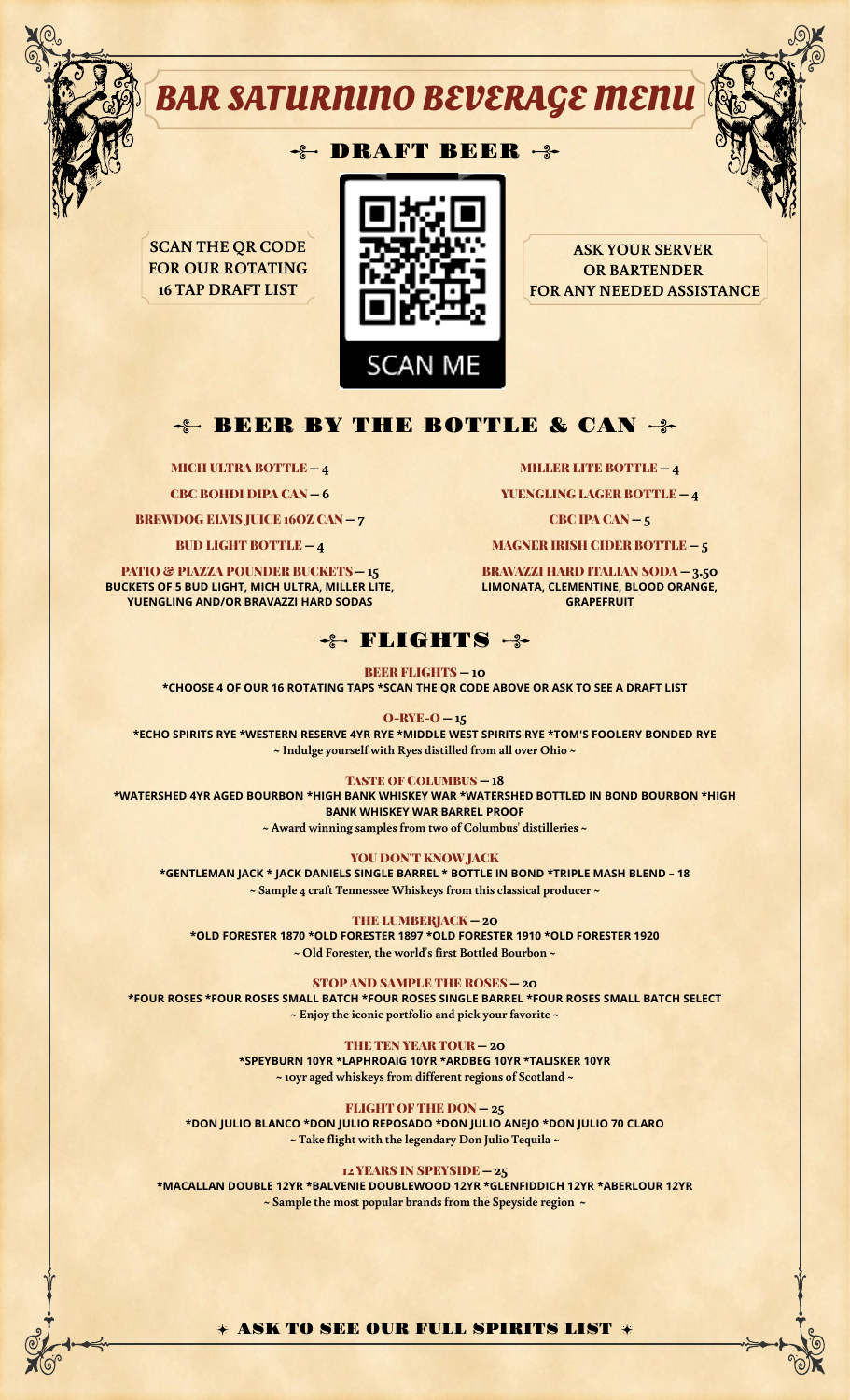# BAR SATURNINO BEVERAGE MENU

## DRAFT BEER

SCAN THE QR CODE FOR OUR ROTATING 16 TAP DRAFT LIST

SCAN ME

ASK YOUR SERVER OR BARTENDER FOR ANY NEEDED ASSISTANCE

## BEER BY THE BOTTLE & CAN

MICH ULTRA BOTTLE – 4

CBC BOHDI DIPA CAN – 6

BREWDOG ELVIS JUICE 16OZ CAN – 7

BUD LIGHT BOTTLE – 4

PATIO & PIAZZA POUNDER BUCKETS – 15
BUCKETS OF 5 BUD LIGHT, MICH ULTRA, MILLER LITE, YUENGLING AND/OR BRAVAZZI HARD SODAS

MILLER LITE BOTTLE – 4

YUENGLING LAGER BOTTLE – 4

CBC IPA CAN – 5

MAGNER IRISH CIDER BOTTLE – 5

BRAVAZZI HARD ITALIAN SODA – 3.50
LIMONATA, CLEMENTINE, BLOOD ORANGE, GRAPEFRUIT

## FLIGHTS

BEER FLIGHTS – 10
*CHOOSE 4 OF OUR 16 ROTATING TAPS *SCAN THE QR CODE ABOVE OR ASK TO SEE A DRAFT LIST

O-RYE-O – 15
*ECHO SPIRITS RYE *WESTERN RESERVE 4YR RYE *MIDDLE WEST SPIRITS RYE *TOM'S FOOLERY BONDED RYE
~ Indulge yourself with Ryes distilled from all over Ohio ~

TASTE OF COLUMBUS – 18
*WATERSHED 4YR AGED BOURBON *HIGH BANK WHISKEY WAR *WATERSHED BOTTLED IN BOND BOURBON *HIGH BANK WHISKEY WAR BARREL PROOF
~ Award winning samples from two of Columbus' distilleries ~

YOU DON'T KNOW JACK
*GENTLEMAN JACK * JACK DANIELS SINGLE BARREL * BOTTLE IN BOND *TRIPLE MASH BLEND – 18
~ Sample 4 craft Tennessee Whiskeys from this classical producer ~

THE LUMBERJACK – 20
*OLD FORESTER 1870 *OLD FORESTER 1897 *OLD FORESTER 1910 *OLD FORESTER 1920
~ Old Forester, the world's first Bottled Bourbon ~

STOP AND SAMPLE THE ROSES – 20
*FOUR ROSES *FOUR ROSES SMALL BATCH *FOUR ROSES SINGLE BARREL *FOUR ROSES SMALL BATCH SELECT
~ Enjoy the iconic portfolio and pick your favorite ~

THE TEN YEAR TOUR – 20
*SPEYBURN 10YR *LAPHROAIG 10YR *ARDBEG 10YR *TALISKER 10YR
~ 10yr aged whiskeys from different regions of Scotland ~

FLIGHT OF THE DON – 25
*DON JULIO BLANCO *DON JULIO REPOSADO *DON JULIO ANEJO *DON JULIO 70 CLARO
~ Take flight with the legendary Don Julio Tequila ~

12 YEARS IN SPEYSIDE – 25
*MACALLAN DOUBLE 12YR *BALVENIE DOUBLEWOOD 12YR *GLENFIDDICH 12YR *ABERLOUR 12YR
~ Sample the most popular brands from the Speyside region ~

ASK TO SEE OUR FULL SPIRITS LIST